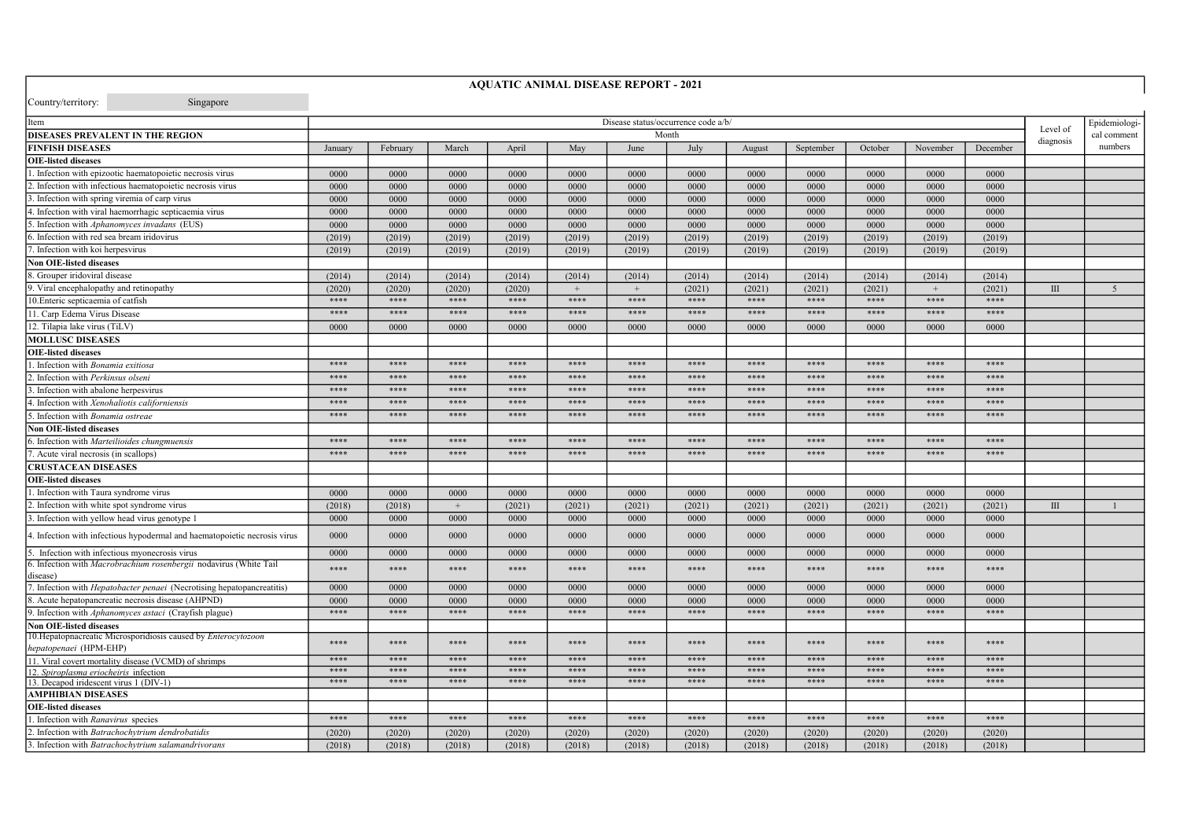# AQUATIC ANIMAL DISEASE REPORT - 2021

Country/territory: Singapore

| Item | Disease status/occurrence code a/b/ | | | | | | | | | | | | Level of diagnosis | Epidemiological comment numbers |
|---|---|---|---|---|---|---|---|---|---|---|---|---|---|---|
| **DISEASES PREVALENT IN THE REGION** | Month | | | | | | | | | | | | | |
| **FINFISH DISEASES** | January | February | March | April | May | June | July | August | September | October | November | December | | |
| **OIE-listed diseases** | | | | | | | | | | | | | | |
| 1. Infection with epizootic haematopoietic necrosis virus | 0000 | 0000 | 0000 | 0000 | 0000 | 0000 | 0000 | 0000 | 0000 | 0000 | 0000 | 0000 | | |
| 2. Infection with infectious haematopoietic necrosis virus | 0000 | 0000 | 0000 | 0000 | 0000 | 0000 | 0000 | 0000 | 0000 | 0000 | 0000 | 0000 | | |
| 3. Infection with spring viremia of carp virus | 0000 | 0000 | 0000 | 0000 | 0000 | 0000 | 0000 | 0000 | 0000 | 0000 | 0000 | 0000 | | |
| 4. Infection with viral haemorrhagic septicaemia virus | 0000 | 0000 | 0000 | 0000 | 0000 | 0000 | 0000 | 0000 | 0000 | 0000 | 0000 | 0000 | | |
| 5. Infection with *Aphanomyces invadans* (EUS) | 0000 | 0000 | 0000 | 0000 | 0000 | 0000 | 0000 | 0000 | 0000 | 0000 | 0000 | 0000 | | |
| 6. Infection with red sea bream iridovirus | (2019) | (2019) | (2019) | (2019) | (2019) | (2019) | (2019) | (2019) | (2019) | (2019) | (2019) | (2019) | | |
| 7. Infection with koi herpesvirus | (2019) | (2019) | (2019) | (2019) | (2019) | (2019) | (2019) | (2019) | (2019) | (2019) | (2019) | (2019) | | |
| **Non OIE-listed diseases** | | | | | | | | | | | | | | |
| 8. Grouper iridoviral disease | (2014) | (2014) | (2014) | (2014) | (2014) | (2014) | (2014) | (2014) | (2014) | (2014) | (2014) | (2014) | | |
| 9. Viral encephalopathy and retinopathy | (2020) | (2020) | (2020) | (2020) | + | + | (2021) | (2021) | (2021) | (2021) | + | (2021) | III | 5 |
| 10.Enteric septicaemia of catfish | **** | **** | **** | **** | **** | **** | **** | **** | **** | **** | **** | **** | | |
| 11. Carp Edema Virus Disease | **** | **** | **** | **** | **** | **** | **** | **** | **** | **** | **** | **** | | |
| 12. Tilapia lake virus (TiLV) | 0000 | 0000 | 0000 | 0000 | 0000 | 0000 | 0000 | 0000 | 0000 | 0000 | 0000 | 0000 | | |
| **MOLLUSC DISEASES** | | | | | | | | | | | | | | |
| **OIE-listed diseases** | | | | | | | | | | | | | | |
| 1. Infection with *Bonamia exitiosa* | **** | **** | **** | **** | **** | **** | **** | **** | **** | **** | **** | **** | | |
| 2. Infection with *Perkinsus olseni* | **** | **** | **** | **** | **** | **** | **** | **** | **** | **** | **** | **** | | |
| 3. Infection with abalone herpesvirus | **** | **** | **** | **** | **** | **** | **** | **** | **** | **** | **** | **** | | |
| 4. Infection with *Xenohaliotis californiensis* | **** | **** | **** | **** | **** | **** | **** | **** | **** | **** | **** | **** | | |
| 5. Infection with *Bonamia ostreae* | **** | **** | **** | **** | **** | **** | **** | **** | **** | **** | **** | **** | | |
| **Non OIE-listed diseases** | | | | | | | | | | | | | | |
| 6. Infection with *Marteilioides chungmuensis* | **** | **** | **** | **** | **** | **** | **** | **** | **** | **** | **** | **** | | |
| 7. Acute viral necrosis (in scallops) | **** | **** | **** | **** | **** | **** | **** | **** | **** | **** | **** | **** | | |
| **CRUSTACEAN DISEASES** | | | | | | | | | | | | | | |
| **OIE-listed diseases** | | | | | | | | | | | | | | |
| 1. Infection with Taura syndrome virus | 0000 | 0000 | 0000 | 0000 | 0000 | 0000 | 0000 | 0000 | 0000 | 0000 | 0000 | 0000 | | |
| 2. Infection with white spot syndrome virus | (2018) | (2018) | + | (2021) | (2021) | (2021) | (2021) | (2021) | (2021) | (2021) | (2021) | (2021) | III | 1 |
| 3. Infection with yellow head virus genotype 1 | 0000 | 0000 | 0000 | 0000 | 0000 | 0000 | 0000 | 0000 | 0000 | 0000 | 0000 | 0000 | | |
| 4. Infection with infectious hypodermal and haematopoietic necrosis virus | 0000 | 0000 | 0000 | 0000 | 0000 | 0000 | 0000 | 0000 | 0000 | 0000 | 0000 | 0000 | | |
| 5. Infection with infectious myonecrosis virus | 0000 | 0000 | 0000 | 0000 | 0000 | 0000 | 0000 | 0000 | 0000 | 0000 | 0000 | 0000 | | |
| 6. Infection with *Macrobrachium rosenbergii* nodavirus (White Tail disease) | **** | **** | **** | **** | **** | **** | **** | **** | **** | **** | **** | **** | | |
| 7. Infection with *Hepatobacter penaei* (Necrotising hepatopancreatitis) | 0000 | 0000 | 0000 | 0000 | 0000 | 0000 | 0000 | 0000 | 0000 | 0000 | 0000 | 0000 | | |
| 8. Acute hepatopancreatic necrosis disease (AHPND) | 0000 | 0000 | 0000 | 0000 | 0000 | 0000 | 0000 | 0000 | 0000 | 0000 | 0000 | 0000 | | |
| 9. Infection with *Aphanomyces astaci* (Crayfish plague) | **** | **** | **** | **** | **** | **** | **** | **** | **** | **** | **** | **** | | |
| **Non OIE-listed diseases** | | | | | | | | | | | | | | |
| 10.Hepatopnacreatic Microsporidiosis caused by *Enterocytozoon hepatopenaei* (HPM-EHP) | **** | **** | **** | **** | **** | **** | **** | **** | **** | **** | **** | **** | | |
| 11. Viral covert mortality disease (VCMD) of shrimps | **** | **** | **** | **** | **** | **** | **** | **** | **** | **** | **** | **** | | |
| 12. *Spiroplasma eriocheiris* infection | **** | **** | **** | **** | **** | **** | **** | **** | **** | **** | **** | **** | | |
| 13. Decapod iridescent virus 1 (DIV-1) | **** | **** | **** | **** | **** | **** | **** | **** | **** | **** | **** | **** | | |
| **AMPHIBIAN DISEASES** | | | | | | | | | | | | | | |
| **OIE-listed diseases** | | | | | | | | | | | | | | |
| 1. Infection with *Ranavirus* species | **** | **** | **** | **** | **** | **** | **** | **** | **** | **** | **** | **** | | |
| 2. Infection with *Batrachochytrium dendrobatidis* | (2020) | (2020) | (2020) | (2020) | (2020) | (2020) | (2020) | (2020) | (2020) | (2020) | (2020) | (2020) | | |
| 3. Infection with *Batrachochytrium salamandrivorans* | (2018) | (2018) | (2018) | (2018) | (2018) | (2018) | (2018) | (2018) | (2018) | (2018) | (2018) | (2018) | | |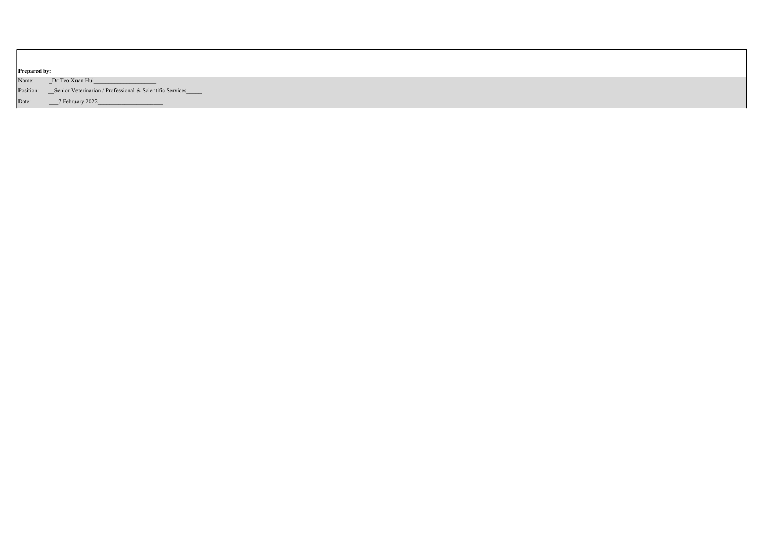**Prepared by:**

Name: _Dr Teo Xuan Hui____________________

Position: __Senior Veterinarian / Professional & Scientific Services_____

Date: ___7 February 2022_____________________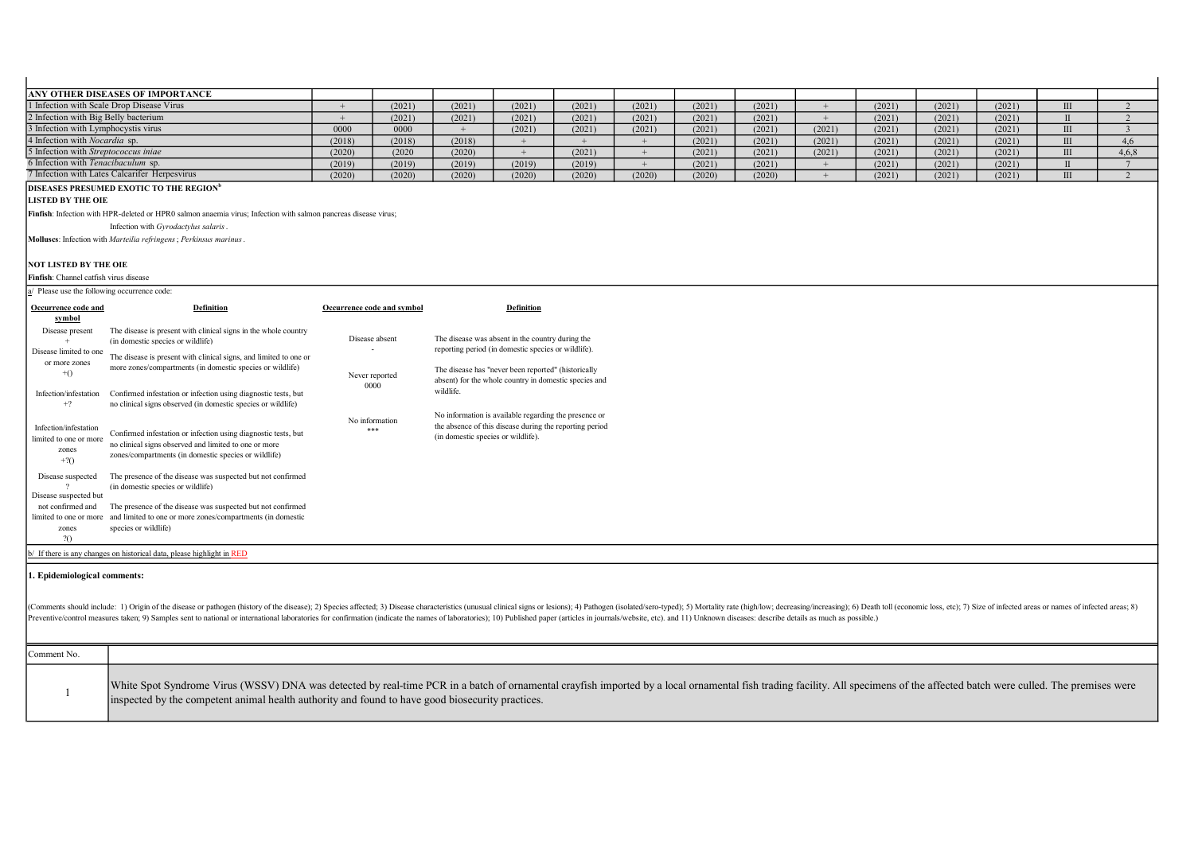| ANY OTHER DISEASES OF IMPORTANCE | | | | | | | | | | | | | | |
|---|---|---|---|---|---|---|---|---|---|---|---|---|---|---|
| 1 Infection with Scale Drop Disease Virus | + | (2021) | (2021) | (2021) | (2021) | (2021) | (2021) | (2021) | + | (2021) | (2021) | (2021) | III | 2 |
| 2 Infection with Big Belly bacterium | + | (2021) | (2021) | (2021) | (2021) | (2021) | (2021) | (2021) | + | (2021) | (2021) | (2021) | II | 2 |
| 3 Infection with Lymphocystis virus | 0000 | 0000 | + | (2021) | (2021) | (2021) | (2021) | (2021) | (2021) | (2021) | (2021) | (2021) | III | 3 |
| 4 Infection with *Nocardia* sp. | (2018) | (2018) | (2018) | + | + | + | (2021) | (2021) | (2021) | (2021) | (2021) | (2021) | III | 4,6 |
| 5 Infection with *Streptococcus iniae* | (2020) | (2020 | (2020) | + | (2021) | + | (2021) | (2021) | (2021) | (2021) | (2021) | (2021) | III | 4,6,8 |
| 6 Infection with *Tenacibaculum* sp. | (2019) | (2019) | (2019) | (2019) | (2019) | + | (2021) | (2021) | + | (2021) | (2021) | (2021) | II | 7 |
| 7 Infection with Lates Calcarifer Herpesvirus | (2020) | (2020) | (2020) | (2020) | (2020) | (2020) | (2020) | (2020) | + | (2021) | (2021) | (2021) | III | 2 |

**DISEASES PRESUMED EXOTIC TO THE REGION[b]**

**LISTED BY THE OIE**

**Finfish**: Infection with HPR-deleted or HPR0 salmon anaemia virus; Infection with salmon pancreas disease virus;

Infection with *Gyrodactylus salaris*.

**Molluscs**: Infection with *Marteilia refringens*; *Perkinsus marinus*.

**NOT LISTED BY THE OIE**

**Finfish**: Channel catfish virus disease

a/ Please use the following occurrence code:

| Occurrence code and symbol | Definition | Occurrence code and symbol | Definition |
|---|---|---|---|
| Disease present<br>+ | The disease is present with clinical signs in the whole country (in domestic species or wildlife) | Disease absent<br>- | The disease was absent in the country during the reporting period (in domestic species or wildlife). |
| Disease limited to one or more zones<br>+() | The disease is present with clinical signs, and limited to one or more zones/compartments (in domestic species or wildlife) | Never reported<br>0000 | The disease has "never been reported" (historically absent) for the whole country in domestic species and wildlife. |
| Infection/infestation<br>+? | Confirmed infestation or infection using diagnostic tests, but no clinical signs observed (in domestic species or wildlife) | No information<br>*** | No information is available regarding the presence or the absence of this disease during the reporting period (in domestic species or wildlife). |
| Infection/infestation limited to one or more zones<br>+?() | Confirmed infestation or infection using diagnostic tests, but no clinical signs observed and limited to one or more zones/compartments (in domestic species or wildlife) | | |
| Disease suspected<br>? | The presence of the disease was suspected but not confirmed (in domestic species or wildlife) | | |
| Disease suspected but not confirmed and limited to one or more zones<br>?() | The presence of the disease was suspected but not confirmed and limited to one or more zones/compartments (in domestic species or wildlife) | | |

b/ If there is any changes on historical data, please highlight in RED

**1. Epidemiological comments:**

(Comments should include: 1) Origin of the disease or pathogen (history of the disease); 2) Species affected; 3) Disease characteristics (unusual clinical signs or lesions); 4) Pathogen (isolated/sero-typed); 5) Mortality rate (high/low; decreasing/increasing); 6) Death toll (economic loss, etc); 7) Size of infected areas or names of infected areas; 8) Preventive/control measures taken; 9) Samples sent to national or international laboratories for confirmation (indicate the names of laboratories); 10) Published paper (articles in journals/website, etc). and 11) Unknown diseases: describe details as much as possible.)

| Comment No. | |
|---|---|
| 1 | White Spot Syndrome Virus (WSSV) DNA was detected by real-time PCR in a batch of ornamental crayfish imported by a local ornamental fish trading facility. All specimens of the affected batch were culled. The premises were inspected by the competent animal health authority and found to have good biosecurity practices. |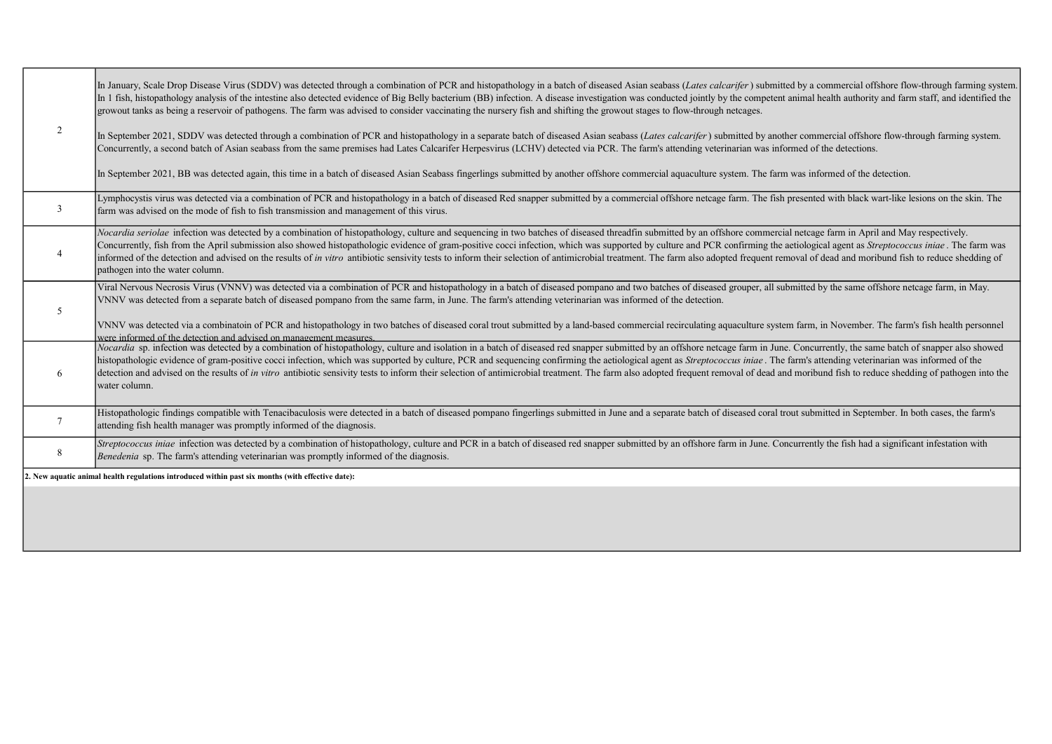| | |
|---|---|
| 2 | In January, Scale Drop Disease Virus (SDDV) was detected through a combination of PCR and histopathology in a batch of diseased Asian seabass (*Lates calcarifer* ) submitted by a commercial offshore flow-through farming system. In 1 fish, histopathology analysis of the intestine also detected evidence of Big Belly bacterium (BB) infection. A disease investigation was conducted jointly by the competent animal health authority and farm staff, and identified the growout tanks as being a reservoir of pathogens. The farm was advised to consider vaccinating the nursery fish and shifting the growout stages to flow-through netcages.<br><br>In September 2021, SDDV was detected through a combination of PCR and histopathology in a separate batch of diseased Asian seabass (*Lates calcarifer* ) submitted by another commercial offshore flow-through farming system. Concurrently, a second batch of Asian seabass from the same premises had Lates Calcarifer Herpesvirus (LCHV) detected via PCR. The farm's attending veterinarian was informed of the detections.<br><br>In September 2021, BB was detected again, this time in a batch of diseased Asian Seabass fingerlings submitted by another offshore commercial aquaculture system. The farm was informed of the detection. |
| 3 | Lymphocystis virus was detected via a combination of PCR and histopathology in a batch of diseased Red snapper submitted by a commercial offshore netcage farm. The fish presented with black wart-like lesions on the skin. The farm was advised on the mode of fish to fish transmission and management of this virus. |
| 4 | *Nocardia seriolae* infection was detected by a combination of histopathology, culture and sequencing in two batches of diseased threadfin submitted by an offshore commercial netcage farm in April and May respectively. Concurrently, fish from the April submission also showed histopathologic evidence of gram-positive cocci infection, which was supported by culture and PCR confirming the aetiological agent as *Streptococcus iniae* . The farm was informed of the detection and advised on the results of *in vitro* antibiotic sensivity tests to inform their selection of antimicrobial treatment. The farm also adopted frequent removal of dead and moribund fish to reduce shedding of pathogen into the water column. |
| 5 | Viral Nervous Necrosis Virus (VNNV) was detected via a combination of PCR and histopathology in a batch of diseased pompano and two batches of diseased grouper, all submitted by the same offshore netcage farm, in May. VNNV was detected from a separate batch of diseased pompano from the same farm, in June. The farm's attending veterinarian was informed of the detection.<br><br>VNNV was detected via a combinatoin of PCR and histopathology in two batches of diseased coral trout submitted by a land-based commercial recirculating aquaculture system farm, in November. The farm's fish health personnel were informed of the detection and advised on management measures. |
| 6 | *Nocardia* sp. infection was detected by a combination of histopathology, culture and isolation in a batch of diseased red snapper submitted by an offshore netcage farm in June. Concurrently, the same batch of snapper also showed histopathologic evidence of gram-positive cocci infection, which was supported by culture, PCR and sequencing confirming the aetiological agent as *Streptococcus iniae* . The farm's attending veterinarian was informed of the detection and advised on the results of *in vitro* antibiotic sensivity tests to inform their selection of antimicrobial treatment. The farm also adopted frequent removal of dead and moribund fish to reduce shedding of pathogen into the water column. |
| 7 | Histopathologic findings compatible with Tenacibaculosis were detected in a batch of diseased pompano fingerlings submitted in June and a separate batch of diseased coral trout submitted in September. In both cases, the farm's attending fish health manager was promptly informed of the diagnosis. |
| 8 | *Streptococcus iniae* infection was detected by a combination of histopathology, culture and PCR in a batch of diseased red snapper submitted by an offshore farm in June. Concurrently the fish had a significant infestation with *Benedenia* sp. The farm's attending veterinarian was promptly informed of the diagnosis. |

**2. New aquatic animal health regulations introduced within past six months (with effective date):**